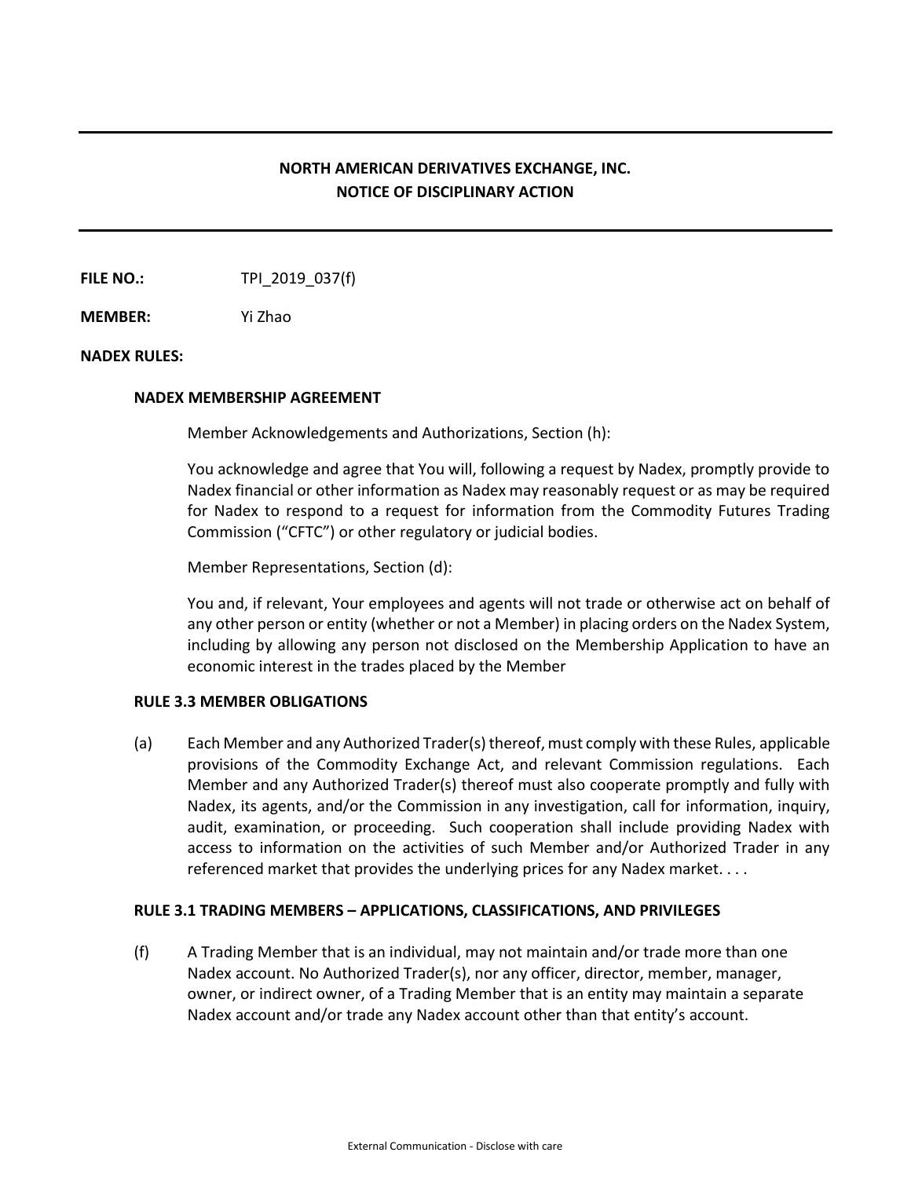# NORTH AMERICAN DERIVATIVES EXCHANGE, INC.
# NOTICE OF DISCIPLINARY ACTION

**FILE NO.:** TPI_2019_037(f)

**MEMBER:** Yi Zhao

**NADEX RULES:**

**NADEX MEMBERSHIP AGREEMENT**

Member Acknowledgements and Authorizations, Section (h):

You acknowledge and agree that You will, following a request by Nadex, promptly provide to Nadex financial or other information as Nadex may reasonably request or as may be required for Nadex to respond to a request for information from the Commodity Futures Trading Commission ("CFTC") or other regulatory or judicial bodies.

Member Representations, Section (d):

You and, if relevant, Your employees and agents will not trade or otherwise act on behalf of any other person or entity (whether or not a Member) in placing orders on the Nadex System, including by allowing any person not disclosed on the Membership Application to have an economic interest in the trades placed by the Member

**RULE 3.3 MEMBER OBLIGATIONS**

(a) Each Member and any Authorized Trader(s) thereof, must comply with these Rules, applicable provisions of the Commodity Exchange Act, and relevant Commission regulations. Each Member and any Authorized Trader(s) thereof must also cooperate promptly and fully with Nadex, its agents, and/or the Commission in any investigation, call for information, inquiry, audit, examination, or proceeding. Such cooperation shall include providing Nadex with access to information on the activities of such Member and/or Authorized Trader in any referenced market that provides the underlying prices for any Nadex market. . . .

**RULE 3.1 TRADING MEMBERS – APPLICATIONS, CLASSIFICATIONS, AND PRIVILEGES**

(f) A Trading Member that is an individual, may not maintain and/or trade more than one Nadex account. No Authorized Trader(s), nor any officer, director, member, manager, owner, or indirect owner, of a Trading Member that is an entity may maintain a separate Nadex account and/or trade any Nadex account other than that entity's account.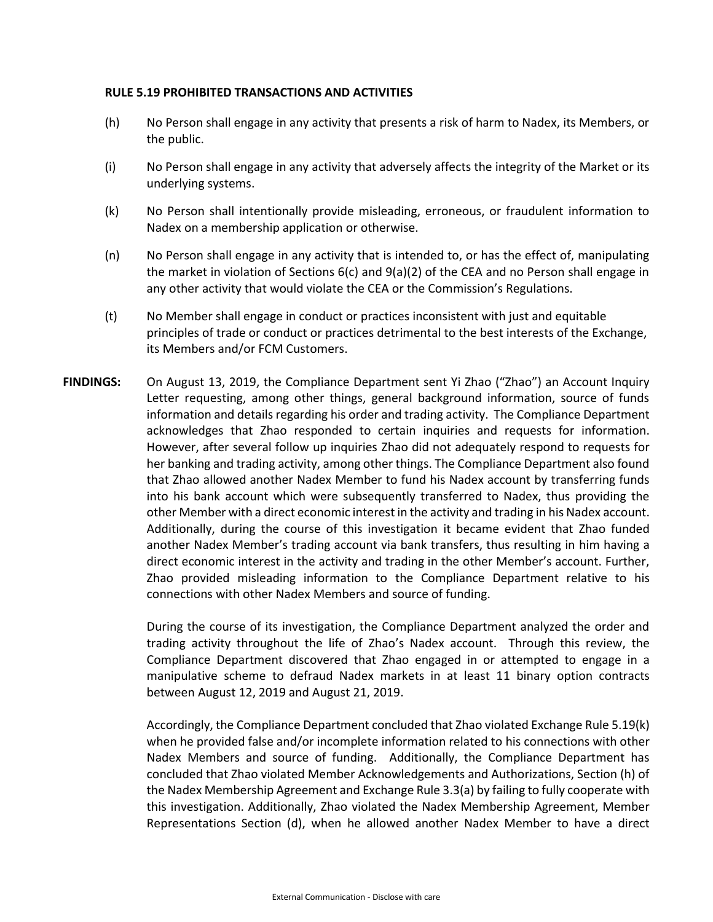**RULE 5.19 PROHIBITED TRANSACTIONS AND ACTIVITIES**

(h) No Person shall engage in any activity that presents a risk of harm to Nadex, its Members, or the public.

(i) No Person shall engage in any activity that adversely affects the integrity of the Market or its underlying systems.

(k) No Person shall intentionally provide misleading, erroneous, or fraudulent information to Nadex on a membership application or otherwise.

(n) No Person shall engage in any activity that is intended to, or has the effect of, manipulating the market in violation of Sections 6(c) and 9(a)(2) of the CEA and no Person shall engage in any other activity that would violate the CEA or the Commission's Regulations.

(t) No Member shall engage in conduct or practices inconsistent with just and equitable principles of trade or conduct or practices detrimental to the best interests of the Exchange, its Members and/or FCM Customers.

**FINDINGS:** On August 13, 2019, the Compliance Department sent Yi Zhao ("Zhao") an Account Inquiry Letter requesting, among other things, general background information, source of funds information and details regarding his order and trading activity. The Compliance Department acknowledges that Zhao responded to certain inquiries and requests for information. However, after several follow up inquiries Zhao did not adequately respond to requests for her banking and trading activity, among other things. The Compliance Department also found that Zhao allowed another Nadex Member to fund his Nadex account by transferring funds into his bank account which were subsequently transferred to Nadex, thus providing the other Member with a direct economic interest in the activity and trading in his Nadex account. Additionally, during the course of this investigation it became evident that Zhao funded another Nadex Member's trading account via bank transfers, thus resulting in him having a direct economic interest in the activity and trading in the other Member's account. Further, Zhao provided misleading information to the Compliance Department relative to his connections with other Nadex Members and source of funding.

During the course of its investigation, the Compliance Department analyzed the order and trading activity throughout the life of Zhao's Nadex account. Through this review, the Compliance Department discovered that Zhao engaged in or attempted to engage in a manipulative scheme to defraud Nadex markets in at least 11 binary option contracts between August 12, 2019 and August 21, 2019.

Accordingly, the Compliance Department concluded that Zhao violated Exchange Rule 5.19(k) when he provided false and/or incomplete information related to his connections with other Nadex Members and source of funding. Additionally, the Compliance Department has concluded that Zhao violated Member Acknowledgements and Authorizations, Section (h) of the Nadex Membership Agreement and Exchange Rule 3.3(a) by failing to fully cooperate with this investigation. Additionally, Zhao violated the Nadex Membership Agreement, Member Representations Section (d), when he allowed another Nadex Member to have a direct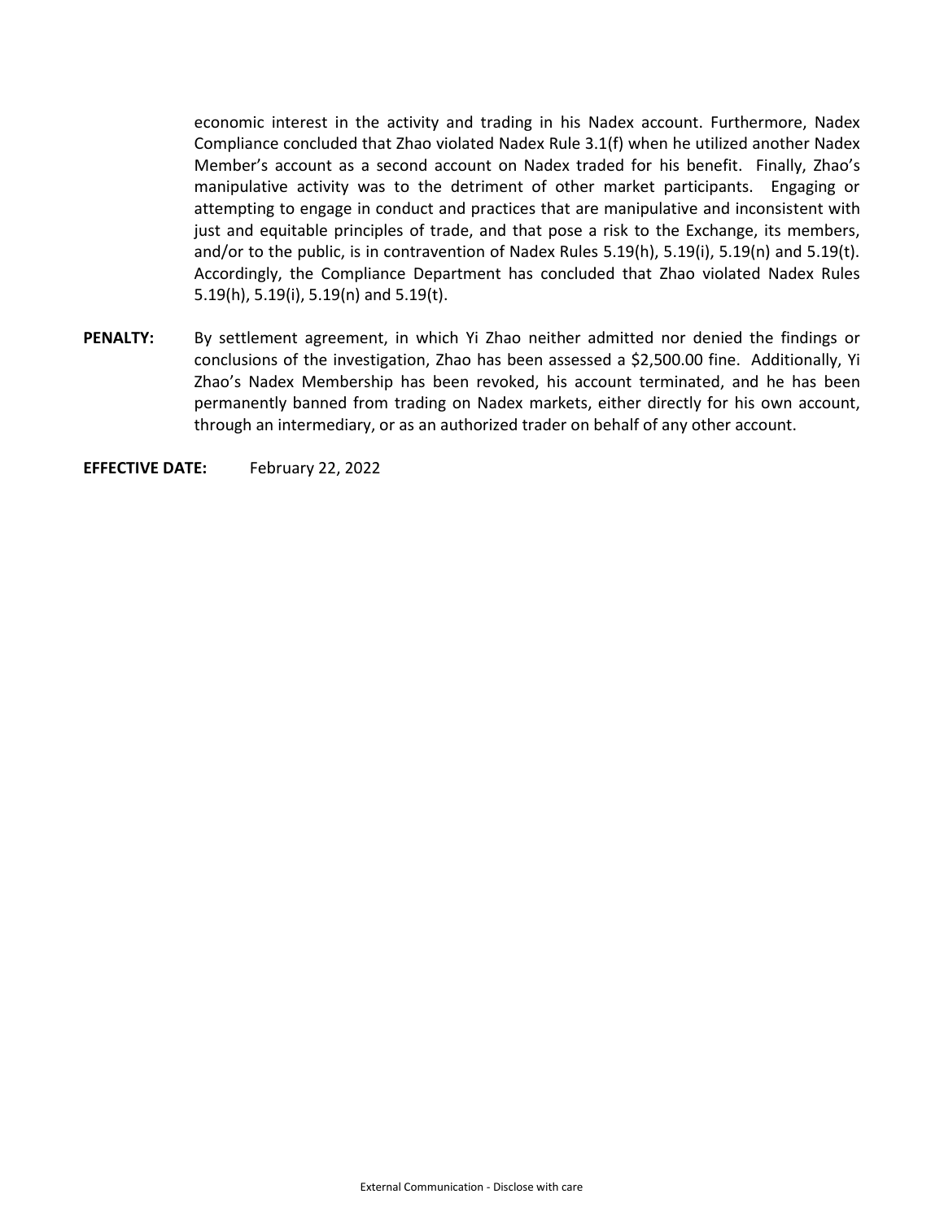economic interest in the activity and trading in his Nadex account. Furthermore, Nadex Compliance concluded that Zhao violated Nadex Rule 3.1(f) when he utilized another Nadex Member's account as a second account on Nadex traded for his benefit. Finally, Zhao's manipulative activity was to the detriment of other market participants. Engaging or attempting to engage in conduct and practices that are manipulative and inconsistent with just and equitable principles of trade, and that pose a risk to the Exchange, its members, and/or to the public, is in contravention of Nadex Rules 5.19(h), 5.19(i), 5.19(n) and 5.19(t). Accordingly, the Compliance Department has concluded that Zhao violated Nadex Rules 5.19(h), 5.19(i), 5.19(n) and 5.19(t).

**PENALTY:** By settlement agreement, in which Yi Zhao neither admitted nor denied the findings or conclusions of the investigation, Zhao has been assessed a $2,500.00 fine. Additionally, Yi Zhao's Nadex Membership has been revoked, his account terminated, and he has been permanently banned from trading on Nadex markets, either directly for his own account, through an intermediary, or as an authorized trader on behalf of any other account.

**EFFECTIVE DATE:** February 22, 2022